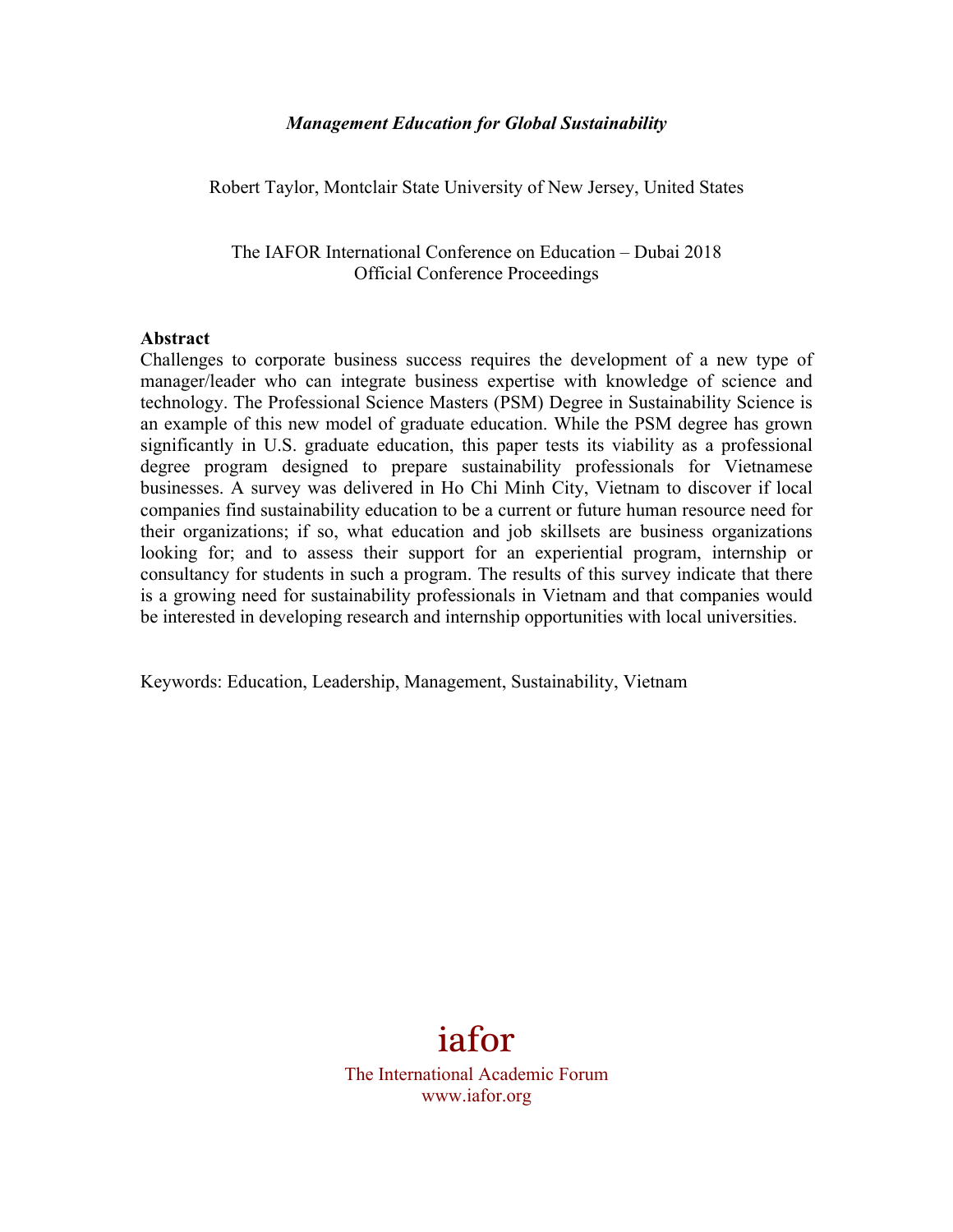***Management Education for Global Sustainability***

Robert Taylor, Montclair State University of New Jersey, United States

The IAFOR International Conference on Education – Dubai 2018
Official Conference Proceedings

**Abstract**

Challenges to corporate business success requires the development of a new type of manager/leader who can integrate business expertise with knowledge of science and technology. The Professional Science Masters (PSM) Degree in Sustainability Science is an example of this new model of graduate education. While the PSM degree has grown significantly in U.S. graduate education, this paper tests its viability as a professional degree program designed to prepare sustainability professionals for Vietnamese businesses. A survey was delivered in Ho Chi Minh City, Vietnam to discover if local companies find sustainability education to be a current or future human resource need for their organizations; if so, what education and job skillsets are business organizations looking for; and to assess their support for an experiential program, internship or consultancy for students in such a program. The results of this survey indicate that there is a growing need for sustainability professionals in Vietnam and that companies would be interested in developing research and internship opportunities with local universities.

Keywords: Education, Leadership, Management, Sustainability, Vietnam

iafor
The International Academic Forum
www.iafor.org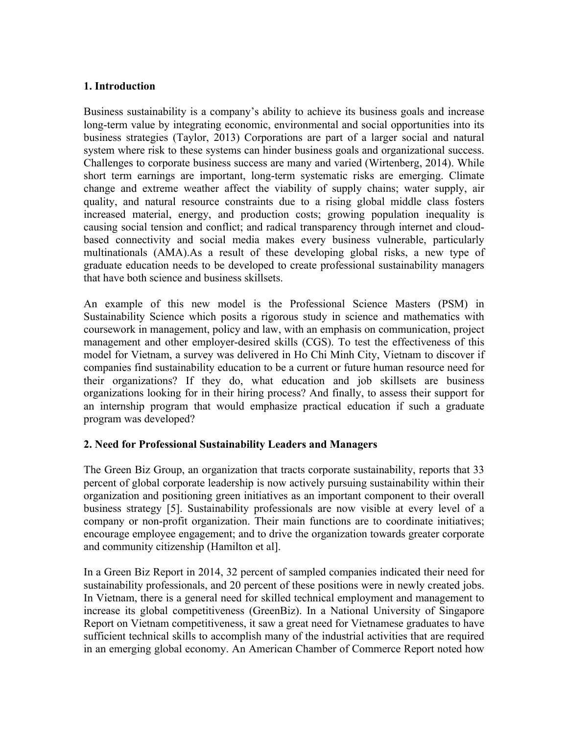## 1. Introduction

Business sustainability is a company's ability to achieve its business goals and increase long-term value by integrating economic, environmental and social opportunities into its business strategies (Taylor, 2013) Corporations are part of a larger social and natural system where risk to these systems can hinder business goals and organizational success. Challenges to corporate business success are many and varied (Wirtenberg, 2014). While short term earnings are important, long-term systematic risks are emerging. Climate change and extreme weather affect the viability of supply chains; water supply, air quality, and natural resource constraints due to a rising global middle class fosters increased material, energy, and production costs; growing population inequality is causing social tension and conflict; and radical transparency through internet and cloud-based connectivity and social media makes every business vulnerable, particularly multinationals (AMA).As a result of these developing global risks, a new type of graduate education needs to be developed to create professional sustainability managers that have both science and business skillsets.

An example of this new model is the Professional Science Masters (PSM) in Sustainability Science which posits a rigorous study in science and mathematics with coursework in management, policy and law, with an emphasis on communication, project management and other employer-desired skills (CGS). To test the effectiveness of this model for Vietnam, a survey was delivered in Ho Chi Minh City, Vietnam to discover if companies find sustainability education to be a current or future human resource need for their organizations? If they do, what education and job skillsets are business organizations looking for in their hiring process? And finally, to assess their support for an internship program that would emphasize practical education if such a graduate program was developed?

## 2. Need for Professional Sustainability Leaders and Managers

The Green Biz Group, an organization that tracts corporate sustainability, reports that 33 percent of global corporate leadership is now actively pursuing sustainability within their organization and positioning green initiatives as an important component to their overall business strategy [5]. Sustainability professionals are now visible at every level of a company or non-profit organization. Their main functions are to coordinate initiatives; encourage employee engagement; and to drive the organization towards greater corporate and community citizenship (Hamilton et al].

In a Green Biz Report in 2014, 32 percent of sampled companies indicated their need for sustainability professionals, and 20 percent of these positions were in newly created jobs. In Vietnam, there is a general need for skilled technical employment and management to increase its global competitiveness (GreenBiz). In a National University of Singapore Report on Vietnam competitiveness, it saw a great need for Vietnamese graduates to have sufficient technical skills to accomplish many of the industrial activities that are required in an emerging global economy. An American Chamber of Commerce Report noted how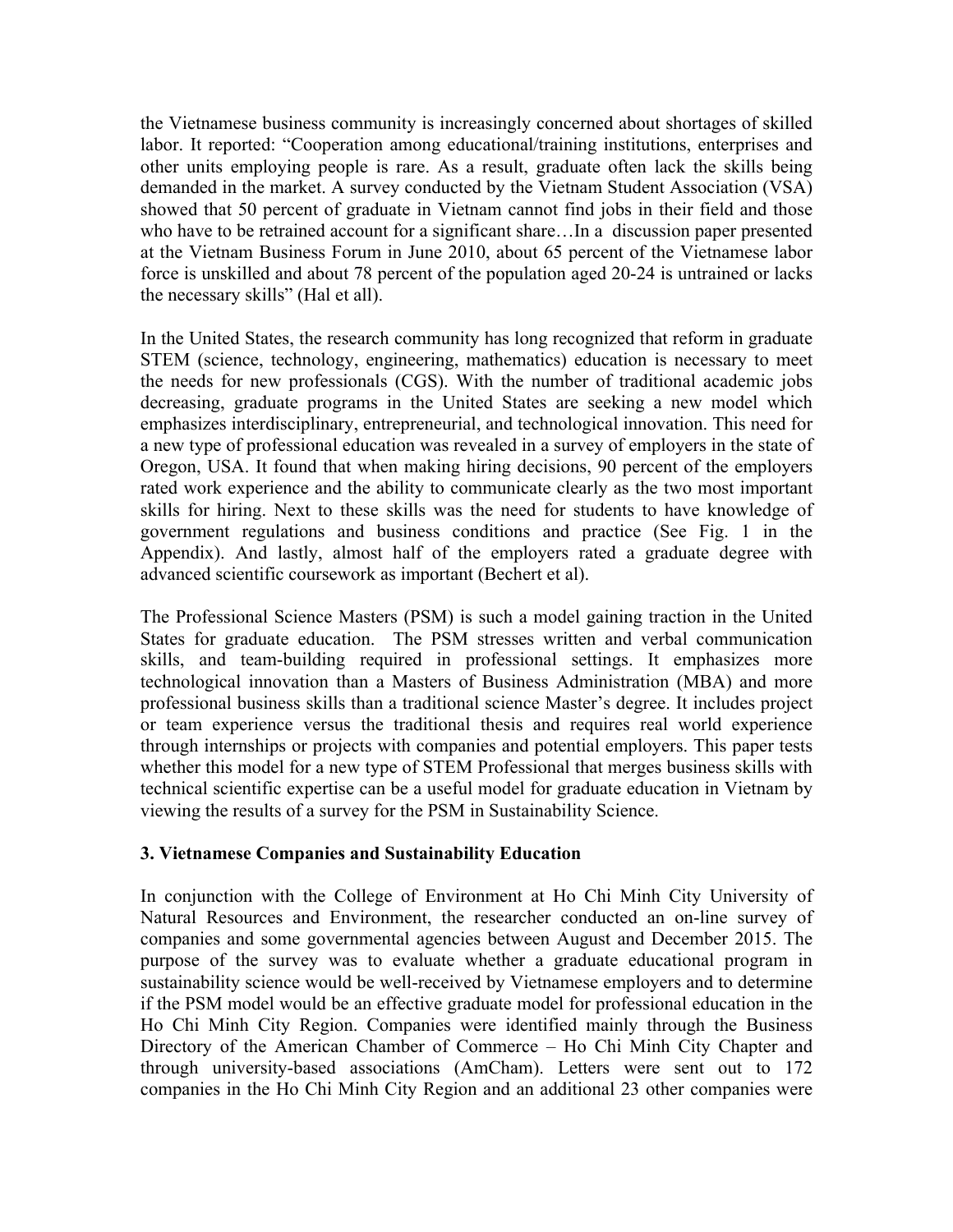the Vietnamese business community is increasingly concerned about shortages of skilled labor. It reported: "Cooperation among educational/training institutions, enterprises and other units employing people is rare. As a result, graduate often lack the skills being demanded in the market. A survey conducted by the Vietnam Student Association (VSA) showed that 50 percent of graduate in Vietnam cannot find jobs in their field and those who have to be retrained account for a significant share…In a discussion paper presented at the Vietnam Business Forum in June 2010, about 65 percent of the Vietnamese labor force is unskilled and about 78 percent of the population aged 20-24 is untrained or lacks the necessary skills" (Hal et all).

In the United States, the research community has long recognized that reform in graduate STEM (science, technology, engineering, mathematics) education is necessary to meet the needs for new professionals (CGS). With the number of traditional academic jobs decreasing, graduate programs in the United States are seeking a new model which emphasizes interdisciplinary, entrepreneurial, and technological innovation. This need for a new type of professional education was revealed in a survey of employers in the state of Oregon, USA. It found that when making hiring decisions, 90 percent of the employers rated work experience and the ability to communicate clearly as the two most important skills for hiring. Next to these skills was the need for students to have knowledge of government regulations and business conditions and practice (See Fig. 1 in the Appendix). And lastly, almost half of the employers rated a graduate degree with advanced scientific coursework as important (Bechert et al).

The Professional Science Masters (PSM) is such a model gaining traction in the United States for graduate education. The PSM stresses written and verbal communication skills, and team-building required in professional settings. It emphasizes more technological innovation than a Masters of Business Administration (MBA) and more professional business skills than a traditional science Master's degree. It includes project or team experience versus the traditional thesis and requires real world experience through internships or projects with companies and potential employers. This paper tests whether this model for a new type of STEM Professional that merges business skills with technical scientific expertise can be a useful model for graduate education in Vietnam by viewing the results of a survey for the PSM in Sustainability Science.

## 3. Vietnamese Companies and Sustainability Education

In conjunction with the College of Environment at Ho Chi Minh City University of Natural Resources and Environment, the researcher conducted an on-line survey of companies and some governmental agencies between August and December 2015. The purpose of the survey was to evaluate whether a graduate educational program in sustainability science would be well-received by Vietnamese employers and to determine if the PSM model would be an effective graduate model for professional education in the Ho Chi Minh City Region. Companies were identified mainly through the Business Directory of the American Chamber of Commerce – Ho Chi Minh City Chapter and through university-based associations (AmCham). Letters were sent out to 172 companies in the Ho Chi Minh City Region and an additional 23 other companies were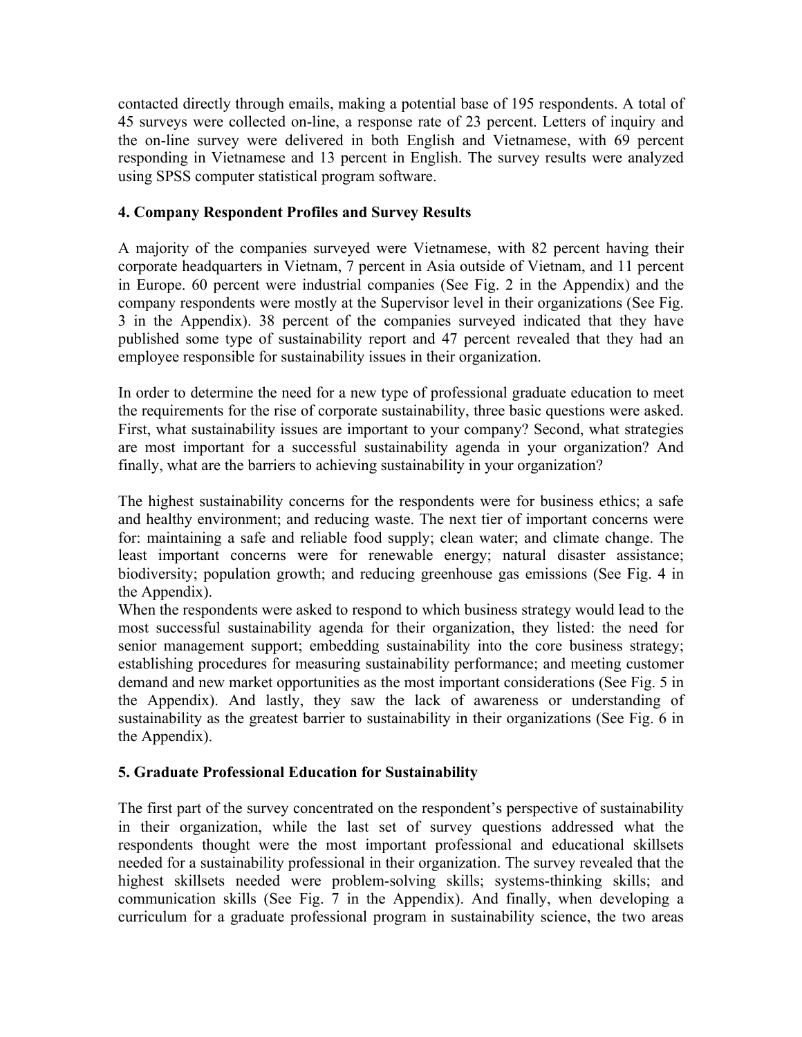contacted directly through emails, making a potential base of 195 respondents. A total of 45 surveys were collected on-line, a response rate of 23 percent. Letters of inquiry and the on-line survey were delivered in both English and Vietnamese, with 69 percent responding in Vietnamese and 13 percent in English. The survey results were analyzed using SPSS computer statistical program software.

## 4. Company Respondent Profiles and Survey Results

A majority of the companies surveyed were Vietnamese, with 82 percent having their corporate headquarters in Vietnam, 7 percent in Asia outside of Vietnam, and 11 percent in Europe. 60 percent were industrial companies (See Fig. 2 in the Appendix) and the company respondents were mostly at the Supervisor level in their organizations (See Fig. 3 in the Appendix). 38 percent of the companies surveyed indicated that they have published some type of sustainability report and 47 percent revealed that they had an employee responsible for sustainability issues in their organization.

In order to determine the need for a new type of professional graduate education to meet the requirements for the rise of corporate sustainability, three basic questions were asked. First, what sustainability issues are important to your company? Second, what strategies are most important for a successful sustainability agenda in your organization? And finally, what are the barriers to achieving sustainability in your organization?

The highest sustainability concerns for the respondents were for business ethics; a safe and healthy environment; and reducing waste. The next tier of important concerns were for: maintaining a safe and reliable food supply; clean water; and climate change. The least important concerns were for renewable energy; natural disaster assistance; biodiversity; population growth; and reducing greenhouse gas emissions (See Fig. 4 in the Appendix).

When the respondents were asked to respond to which business strategy would lead to the most successful sustainability agenda for their organization, they listed: the need for senior management support; embedding sustainability into the core business strategy; establishing procedures for measuring sustainability performance; and meeting customer demand and new market opportunities as the most important considerations (See Fig. 5 in the Appendix). And lastly, they saw the lack of awareness or understanding of sustainability as the greatest barrier to sustainability in their organizations (See Fig. 6 in the Appendix).

## 5. Graduate Professional Education for Sustainability

The first part of the survey concentrated on the respondent's perspective of sustainability in their organization, while the last set of survey questions addressed what the respondents thought were the most important professional and educational skillsets needed for a sustainability professional in their organization. The survey revealed that the highest skillsets needed were problem-solving skills; systems-thinking skills; and communication skills (See Fig. 7 in the Appendix). And finally, when developing a curriculum for a graduate professional program in sustainability science, the two areas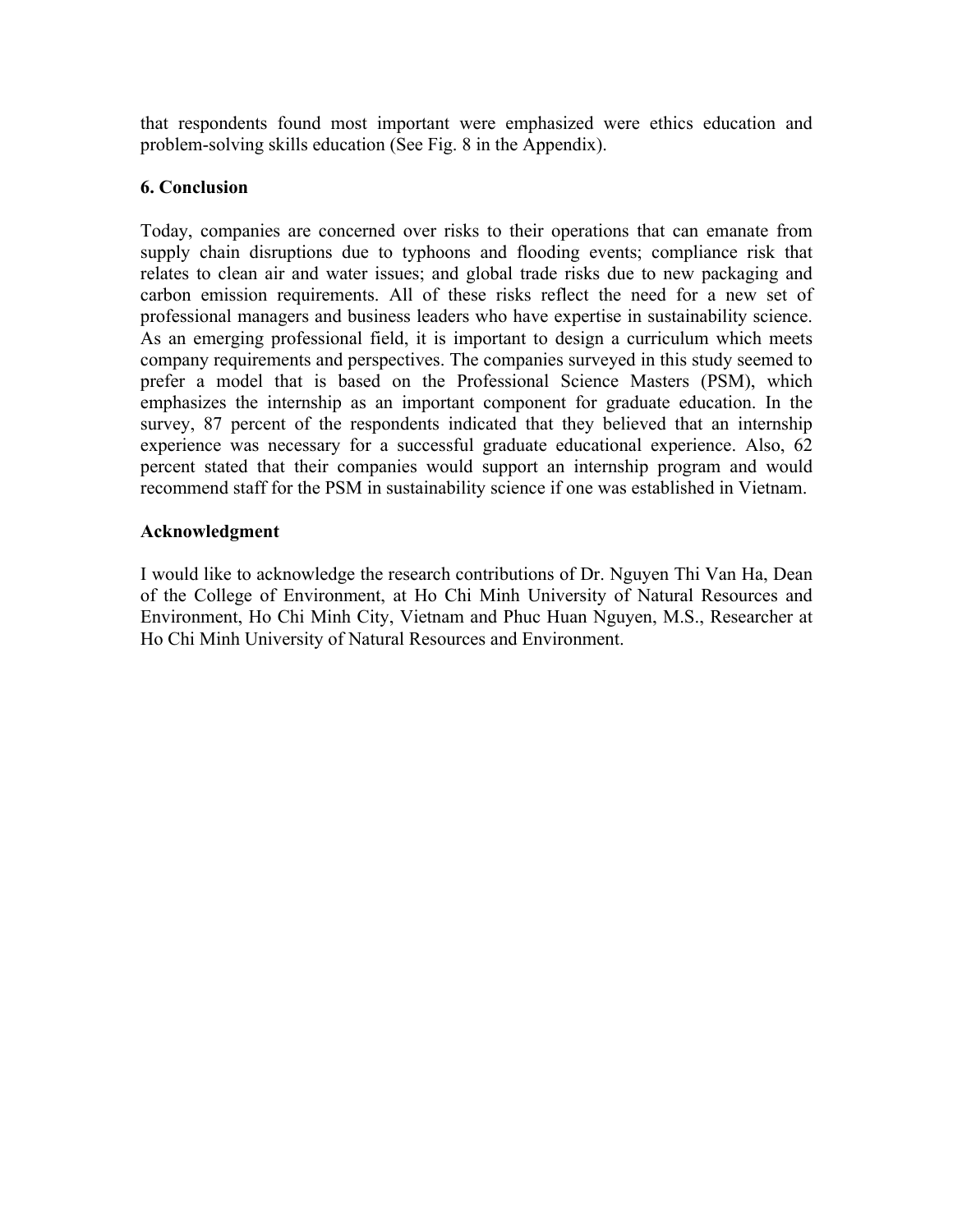that respondents found most important were emphasized were ethics education and problem-solving skills education (See Fig. 8 in the Appendix).

## 6. Conclusion

Today, companies are concerned over risks to their operations that can emanate from supply chain disruptions due to typhoons and flooding events; compliance risk that relates to clean air and water issues; and global trade risks due to new packaging and carbon emission requirements. All of these risks reflect the need for a new set of professional managers and business leaders who have expertise in sustainability science. As an emerging professional field, it is important to design a curriculum which meets company requirements and perspectives. The companies surveyed in this study seemed to prefer a model that is based on the Professional Science Masters (PSM), which emphasizes the internship as an important component for graduate education. In the survey, 87 percent of the respondents indicated that they believed that an internship experience was necessary for a successful graduate educational experience. Also, 62 percent stated that their companies would support an internship program and would recommend staff for the PSM in sustainability science if one was established in Vietnam.

## Acknowledgment

I would like to acknowledge the research contributions of Dr. Nguyen Thi Van Ha, Dean of the College of Environment, at Ho Chi Minh University of Natural Resources and Environment, Ho Chi Minh City, Vietnam and Phuc Huan Nguyen, M.S., Researcher at Ho Chi Minh University of Natural Resources and Environment.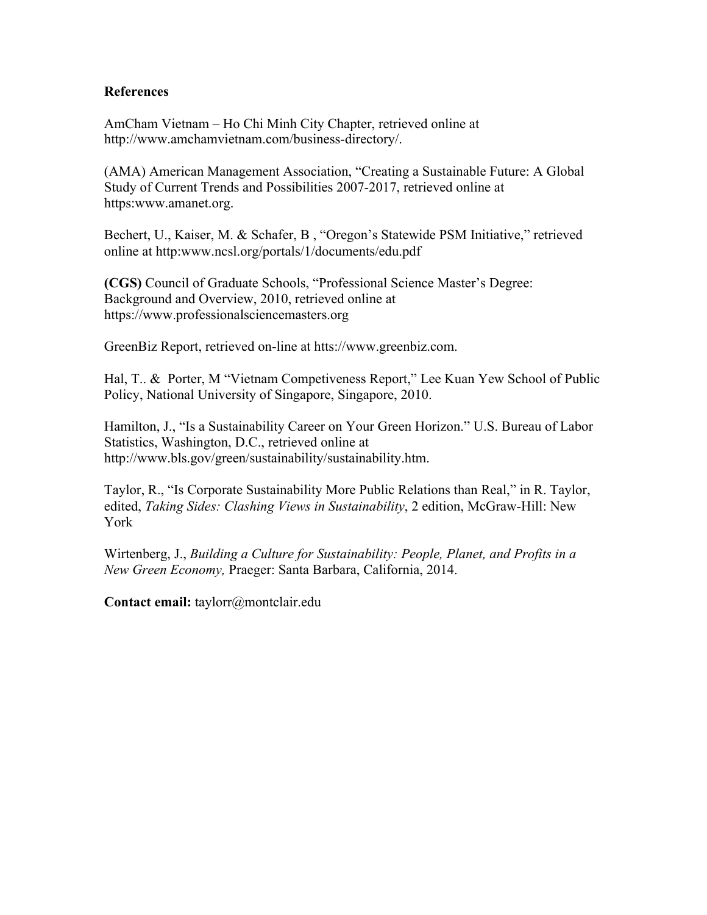**References**

AmCham Vietnam – Ho Chi Minh City Chapter, retrieved online at http://www.amchamvietnam.com/business-directory/.

(AMA) American Management Association, "Creating a Sustainable Future: A Global Study of Current Trends and Possibilities 2007-2017, retrieved online at https:www.amanet.org.

Bechert, U., Kaiser, M. & Schafer, B , "Oregon's Statewide PSM Initiative," retrieved online at http:www.ncsl.org/portals/1/documents/edu.pdf

**(CGS)** Council of Graduate Schools, "Professional Science Master's Degree: Background and Overview, 2010, retrieved online at https://www.professionalsciencemasters.org

GreenBiz Report, retrieved on-line at htts://www.greenbiz.com.

Hal, T.. & Porter, M "Vietnam Competiveness Report," Lee Kuan Yew School of Public Policy, National University of Singapore, Singapore, 2010.

Hamilton, J., "Is a Sustainability Career on Your Green Horizon." U.S. Bureau of Labor Statistics, Washington, D.C., retrieved online at http://www.bls.gov/green/sustainability/sustainability.htm.

Taylor, R., "Is Corporate Sustainability More Public Relations than Real," in R. Taylor, edited, *Taking Sides: Clashing Views in Sustainability*, 2 edition, McGraw-Hill: New York

Wirtenberg, J., *Building a Culture for Sustainability: People, Planet, and Profits in a New Green Economy,* Praeger: Santa Barbara, California, 2014.

**Contact email:** taylorr@montclair.edu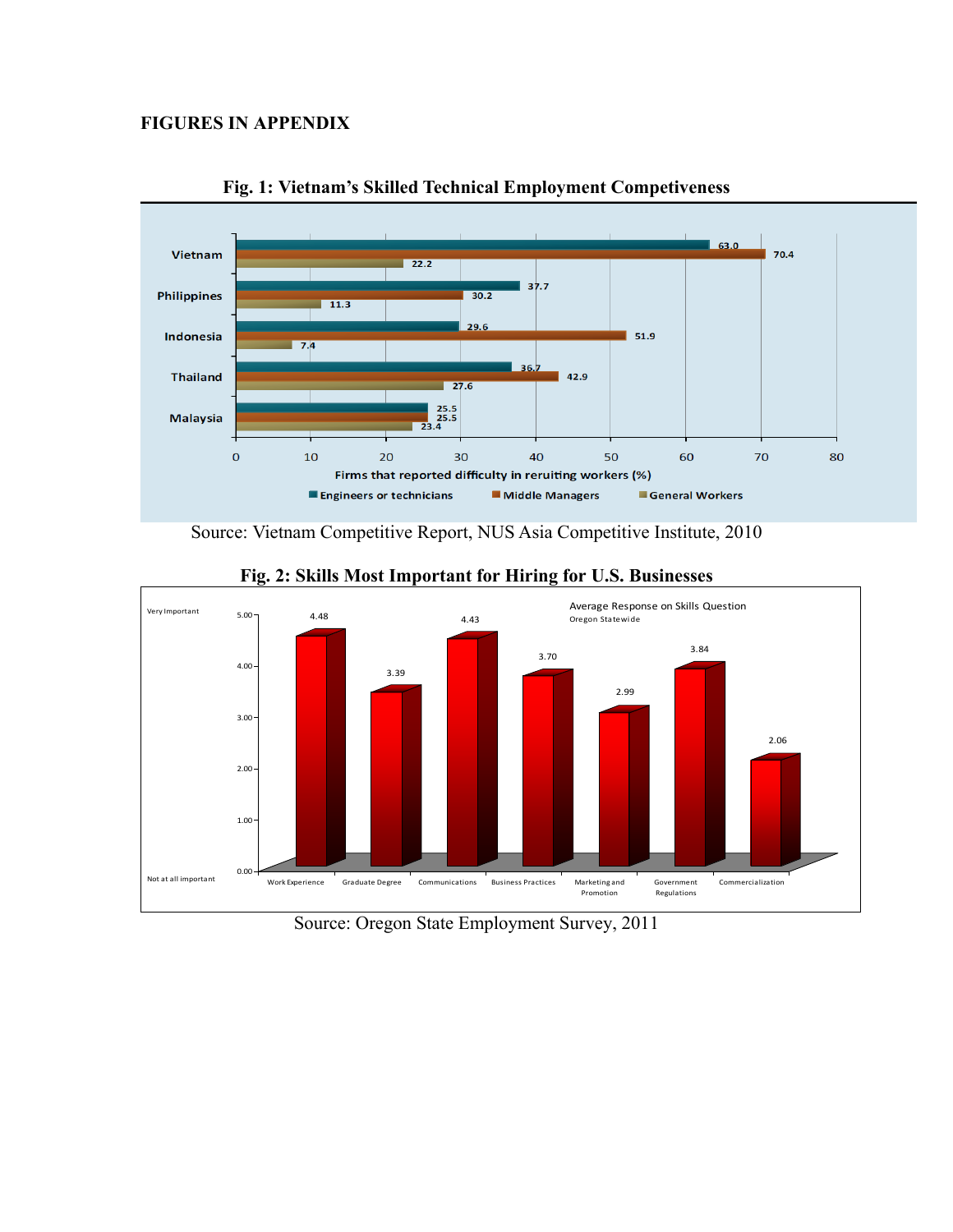**FIGURES IN APPENDIX**

**Fig. 1: Vietnam's Skilled Technical Employment Competiveness**

| Country | Engineers or technicians | Middle Managers | General Workers |
|---|---|---|---|
| Vietnam | 63.0 | 70.4 | 22.2 |
| Philippines | 37.7 | 30.2 | 11.3 |
| Indonesia | 29.6 | 51.9 | 7.4 |
| Thailand | 36.7 | 42.9 | 27.6 |
| Malaysia | 25.5 | 25.5 | 23.4 |

Firms that reported difficulty in reruiting workers (%)

Source: Vietnam Competitive Report, NUS Asia Competitive Institute, 2010

**Fig. 2: Skills Most Important for Hiring for U.S. Businesses**

Average Response on Skills Question
Oregon Statewide

(Scale: 0.00 = Not at all important; 5.00 = Very Important)

| Skill | Average Response |
|---|---|
| Work Experience | 4.48 |
| Graduate Degree | 3.39 |
| Communications | 4.43 |
| Business Practices | 3.70 |
| Marketing and Promotion | 2.99 |
| Government Regulations | 3.84 |
| Commercialization | 2.06 |

Source: Oregon State Employment Survey, 2011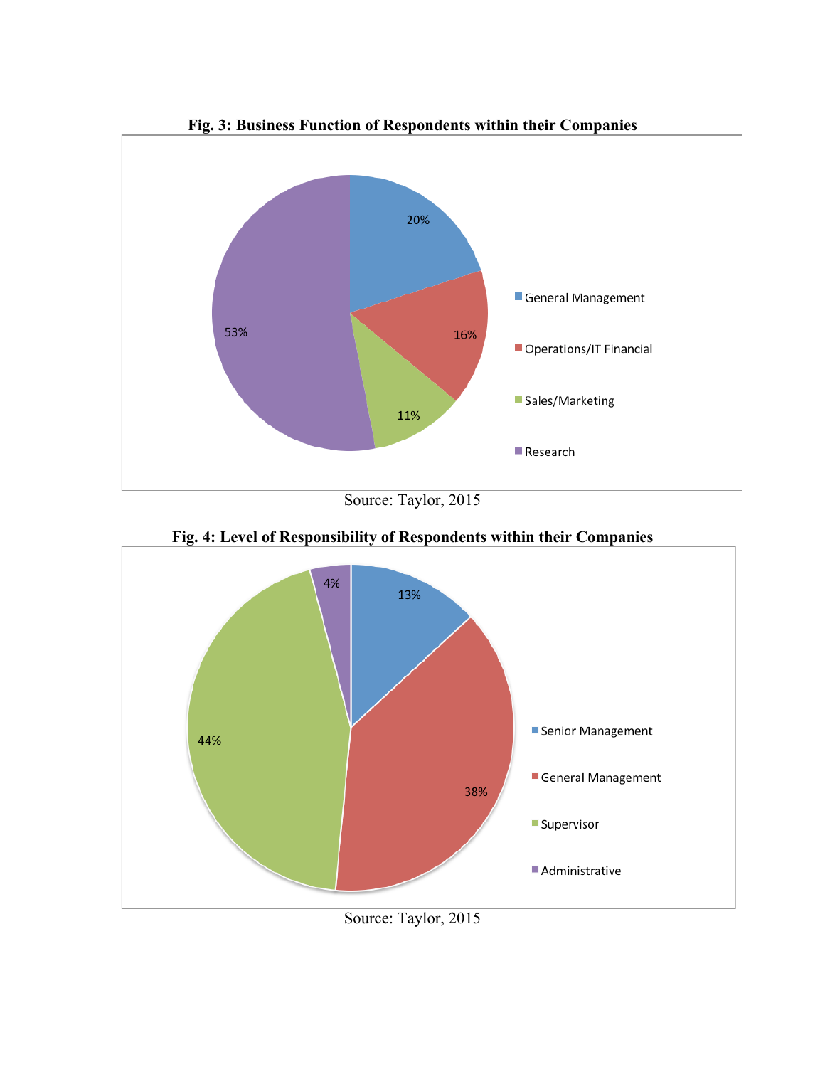**Fig. 3: Business Function of Respondents within their Companies**

| Business Function | Percentage |
|---|---|
| General Management | 20% |
| Operations/IT Financial | 16% |
| Sales/Marketing | 11% |
| Research | 53% |

Source: Taylor, 2015

**Fig. 4: Level of Responsibility of Respondents within their Companies**

| Level of Responsibility | Percentage |
|---|---|
| Senior Management | 13% |
| General Management | 38% |
| Supervisor | 44% |
| Administrative | 4% |

Source: Taylor, 2015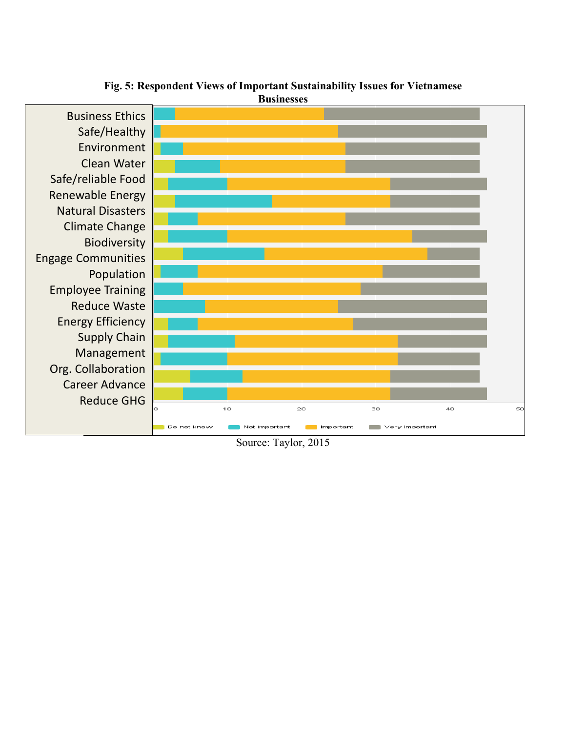**Fig. 5: Respondent Views of Important Sustainability Issues for Vietnamese Businesses**

Source: Taylor, 2015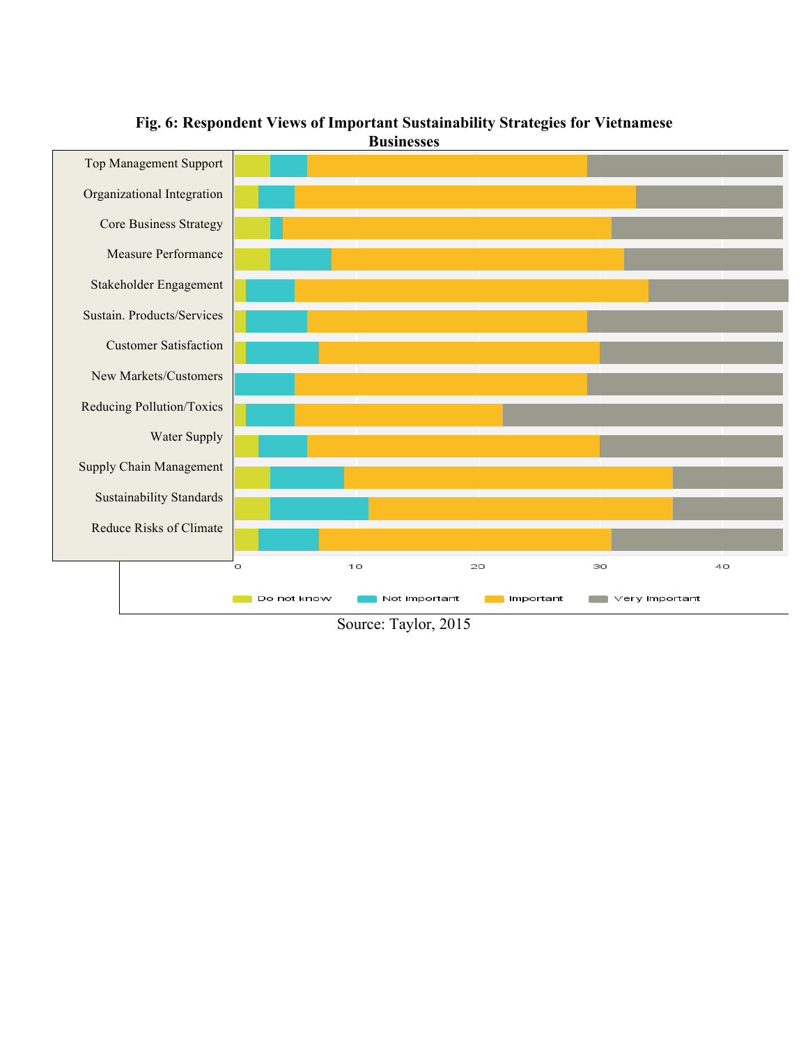**Fig. 6: Respondent Views of Important Sustainability Strategies for Vietnamese Businesses**

Source: Taylor, 2015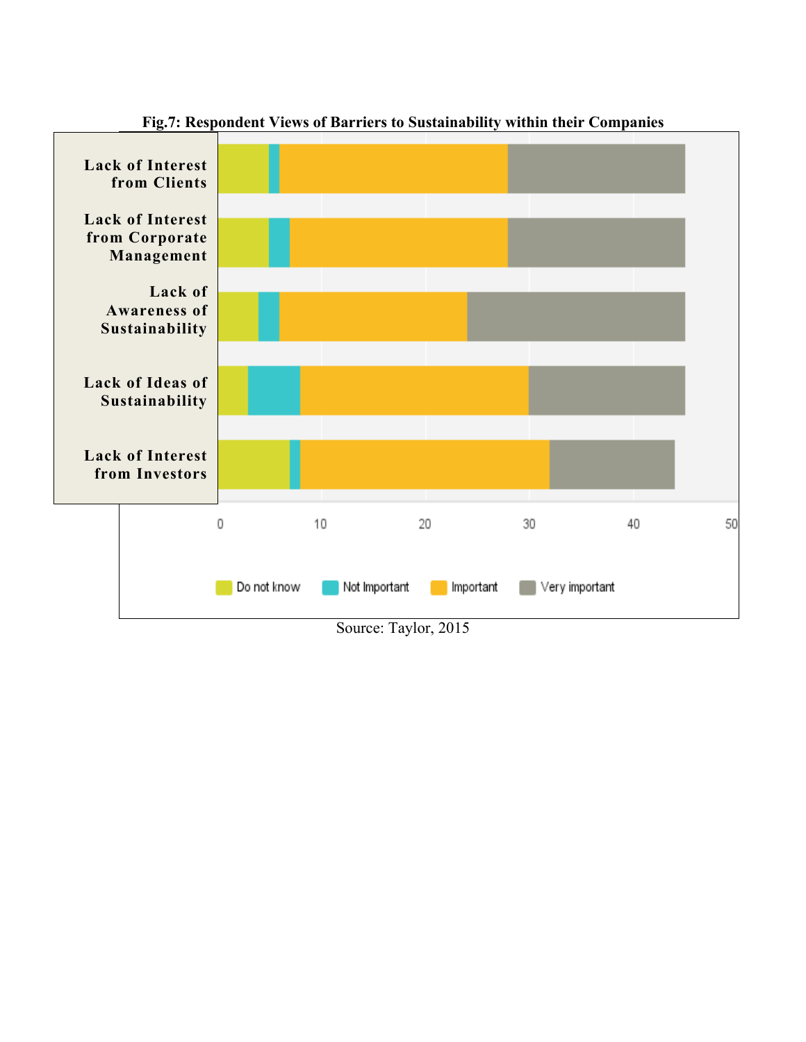**Fig.7: Respondent Views of Barriers to Sustainability within their Companies**

Source: Taylor, 2015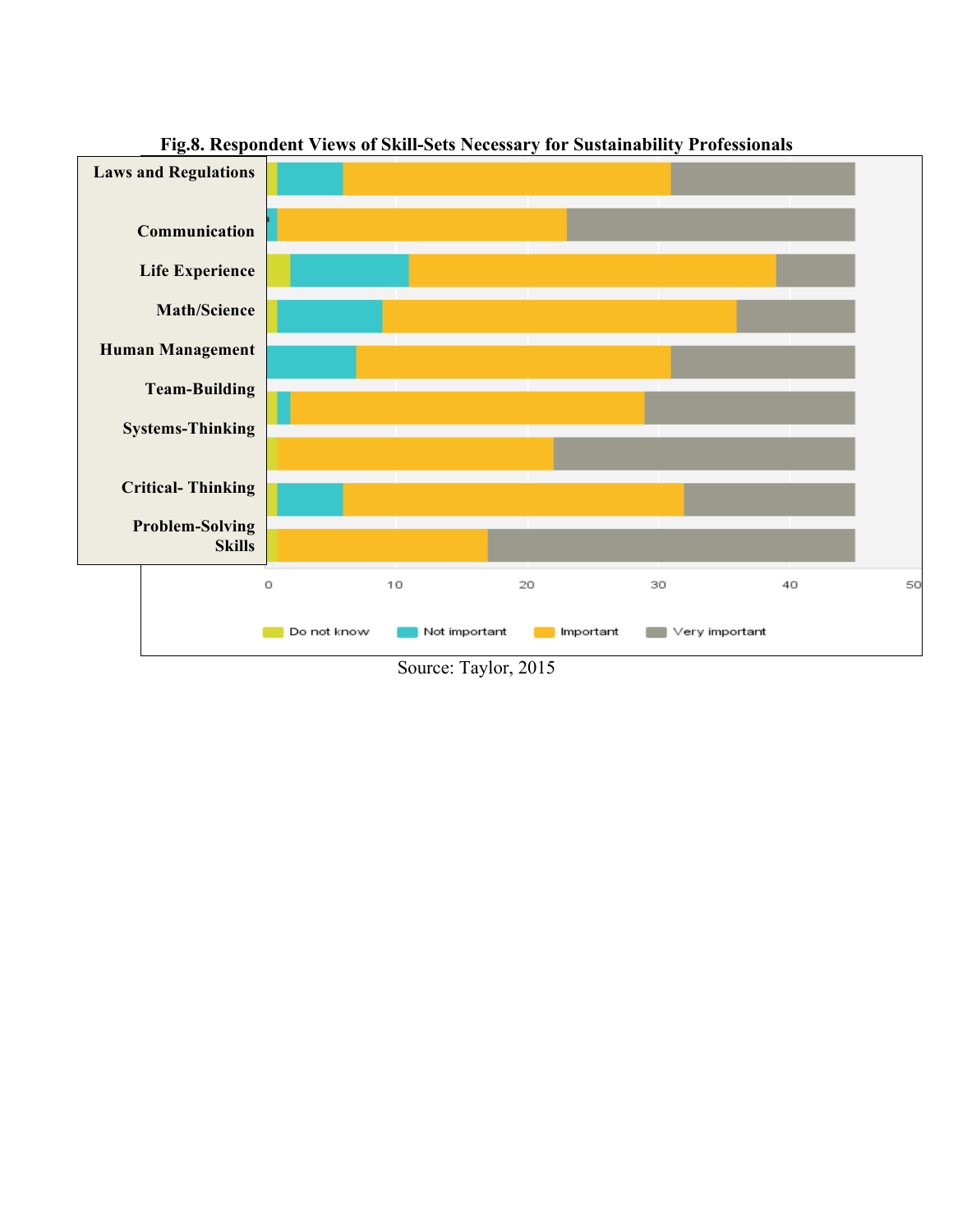**Fig.8. Respondent Views of Skill-Sets Necessary for Sustainability Professionals**

Laws and Regulations

Communication

Life Experience

Math/Science

Human Management

Team-Building

Systems-Thinking

Critical- Thinking

Problem-Solving Skills

0 10 20 30 40 50

Do not know Not important Important Very important

Source: Taylor, 2015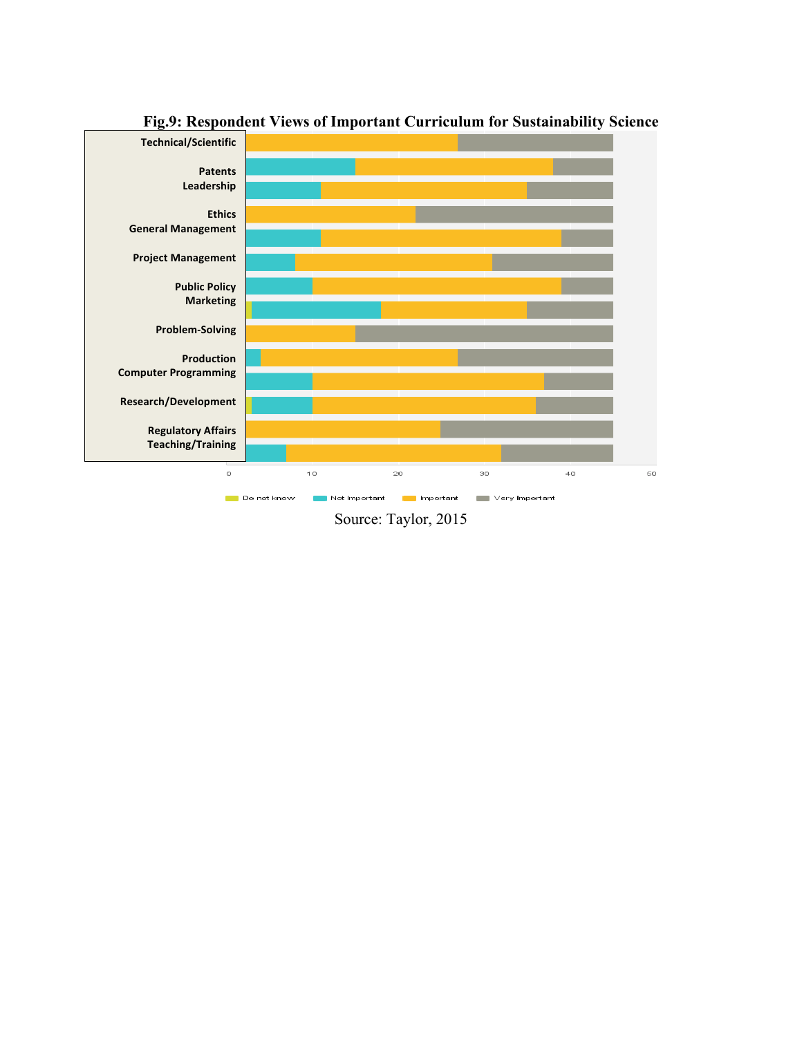**Fig.9: Respondent Views of Important Curriculum for Sustainability Science**

Technical/Scientific
Patents
Leadership
Ethics
General Management
Project Management
Public Policy
Marketing
Problem-Solving
Production
Computer Programming
Research/Development
Regulatory Affairs
Teaching/Training

0 10 20 30 40 50

Do not know  Not Important  Important  Very Important

Source: Taylor, 2015